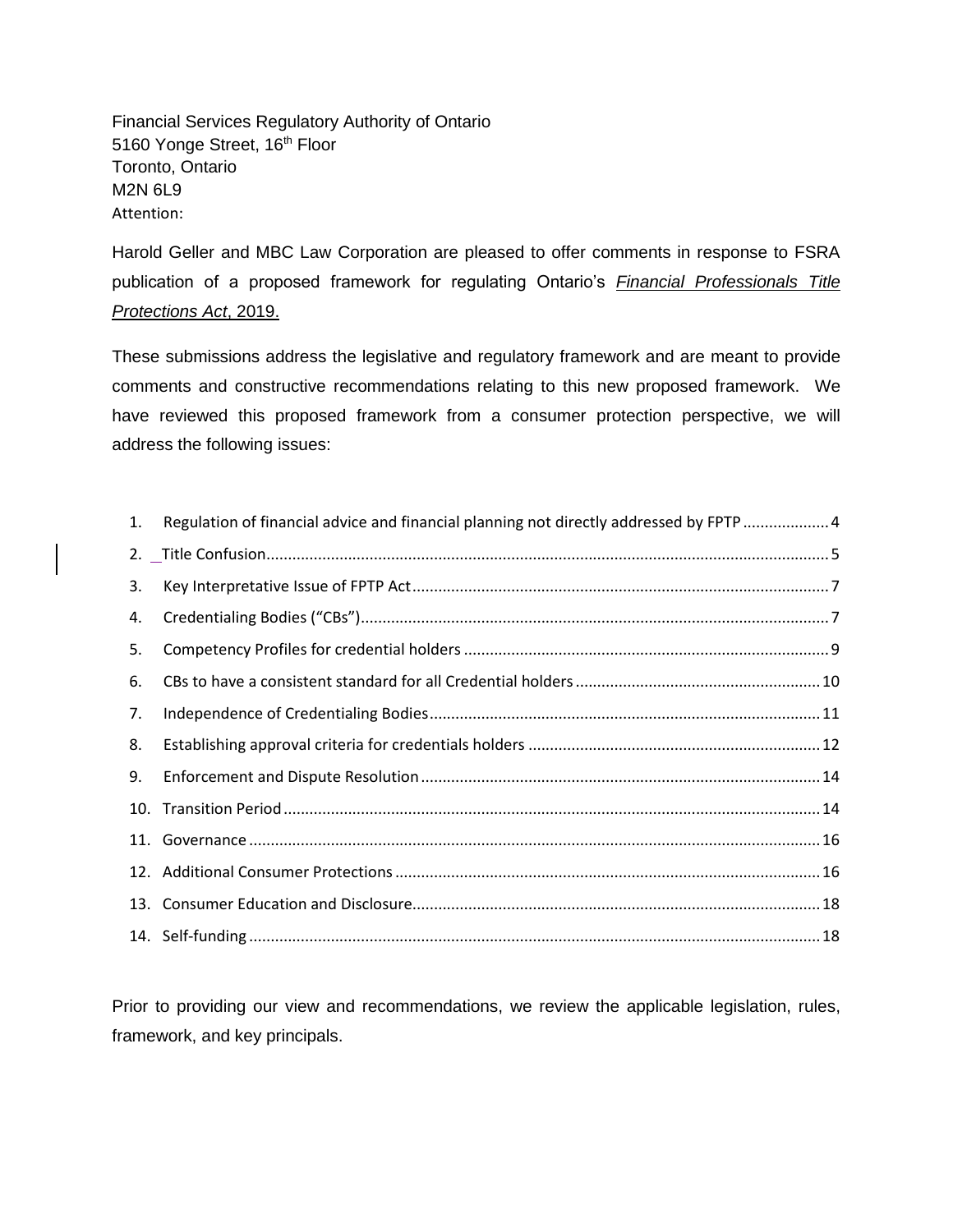Financial Services Regulatory Authority of Ontario
5160 Yonge Street, 16th Floor
Toronto, Ontario
M2N 6L9
Attention:

Harold Geller and MBC Law Corporation are pleased to offer comments in response to FSRA publication of a proposed framework for regulating Ontario's *Financial Professionals Title Protections Act*, 2019.

These submissions address the legislative and regulatory framework and are meant to provide comments and constructive recommendations relating to this new proposed framework. We have reviewed this proposed framework from a consumer protection perspective, we will address the following issues:

1. Regulation of financial advice and financial planning not directly addressed by FPTP .................... 4
2. Title Confusion .................................................................................................................. 5
3. Key Interpretative Issue of FPTP Act ................................................................................ 7
4. Credentialing Bodies ("CBs") ............................................................................................ 7
5. Competency Profiles for credential holders .................................................................... 9
6. CBs to have a consistent standard for all Credential holders ......................................... 10
7. Independence of Credentialing Bodies .......................................................................... 11
8. Establishing approval criteria for credentials holders ................................................... 12
9. Enforcement and Dispute Resolution ............................................................................ 14
10. Transition Period ............................................................................................................ 14
11. Governance .................................................................................................................... 16
12. Additional Consumer Protections .................................................................................. 16
13. Consumer Education and Disclosure .............................................................................. 18
14. Self-funding .................................................................................................................... 18

Prior to providing our view and recommendations, we review the applicable legislation, rules, framework, and key principals.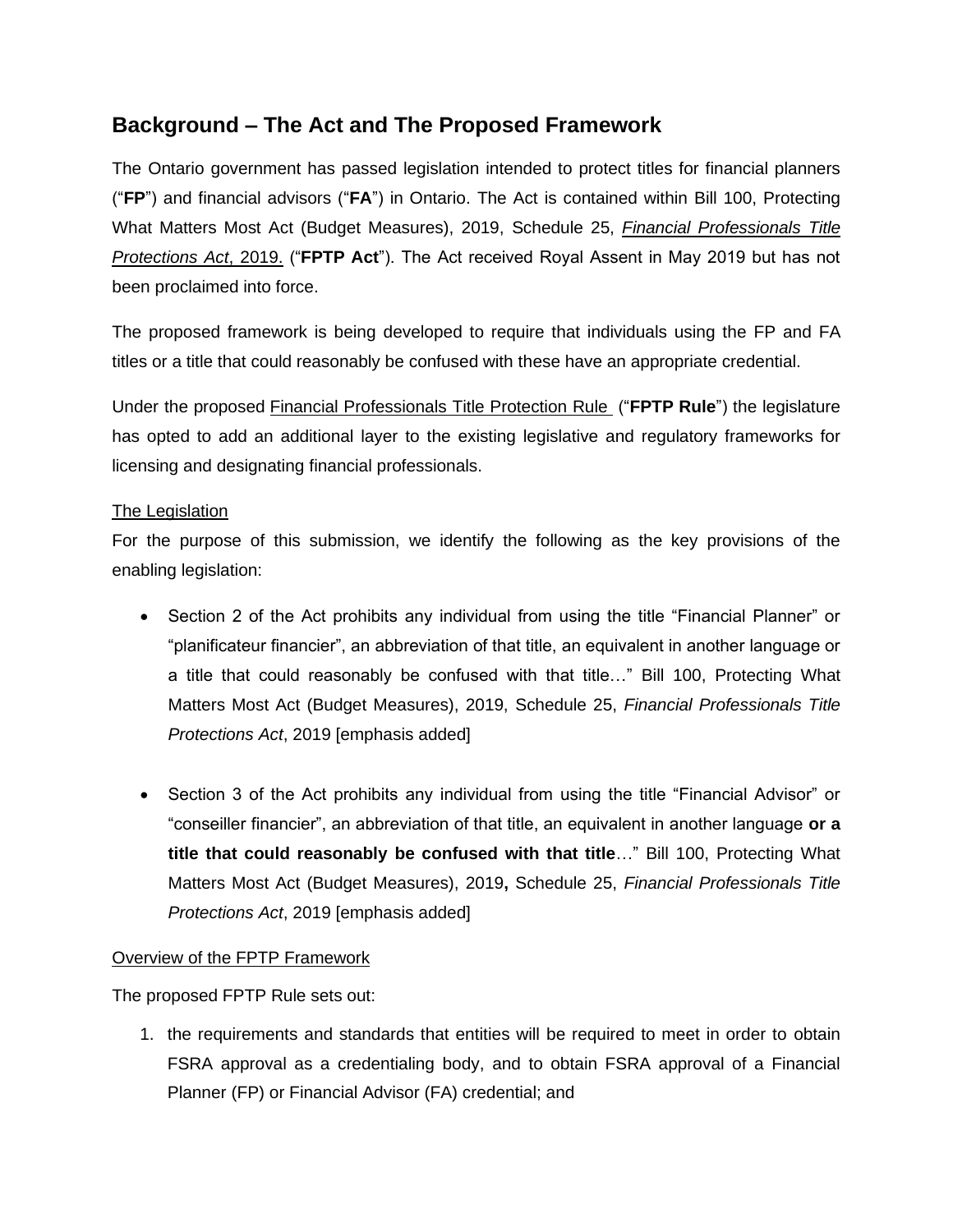## Background – The Act and The Proposed Framework

The Ontario government has passed legislation intended to protect titles for financial planners ("**FP**") and financial advisors ("**FA**") in Ontario. The Act is contained within Bill 100, Protecting What Matters Most Act (Budget Measures), 2019, Schedule 25, *Financial Professionals Title Protections Act*, 2019. ("**FPTP Act**"). The Act received Royal Assent in May 2019 but has not been proclaimed into force.

The proposed framework is being developed to require that individuals using the FP and FA titles or a title that could reasonably be confused with these have an appropriate credential.

Under the proposed Financial Professionals Title Protection Rule ("**FPTP Rule**") the legislature has opted to add an additional layer to the existing legislative and regulatory frameworks for licensing and designating financial professionals.

The Legislation

For the purpose of this submission, we identify the following as the key provisions of the enabling legislation:

- Section 2 of the Act prohibits any individual from using the title "Financial Planner" or "planificateur financier", an abbreviation of that title, an equivalent in another language or a title that could reasonably be confused with that title…" Bill 100, Protecting What Matters Most Act (Budget Measures), 2019, Schedule 25, *Financial Professionals Title Protections Act*, 2019 [emphasis added]

- Section 3 of the Act prohibits any individual from using the title "Financial Advisor" or "conseiller financier", an abbreviation of that title, an equivalent in another language **or a title that could reasonably be confused with that title**…" Bill 100, Protecting What Matters Most Act (Budget Measures), 2019**,** Schedule 25, *Financial Professionals Title Protections Act*, 2019 [emphasis added]

Overview of the FPTP Framework

The proposed FPTP Rule sets out:

1. the requirements and standards that entities will be required to meet in order to obtain FSRA approval as a credentialing body, and to obtain FSRA approval of a Financial Planner (FP) or Financial Advisor (FA) credential; and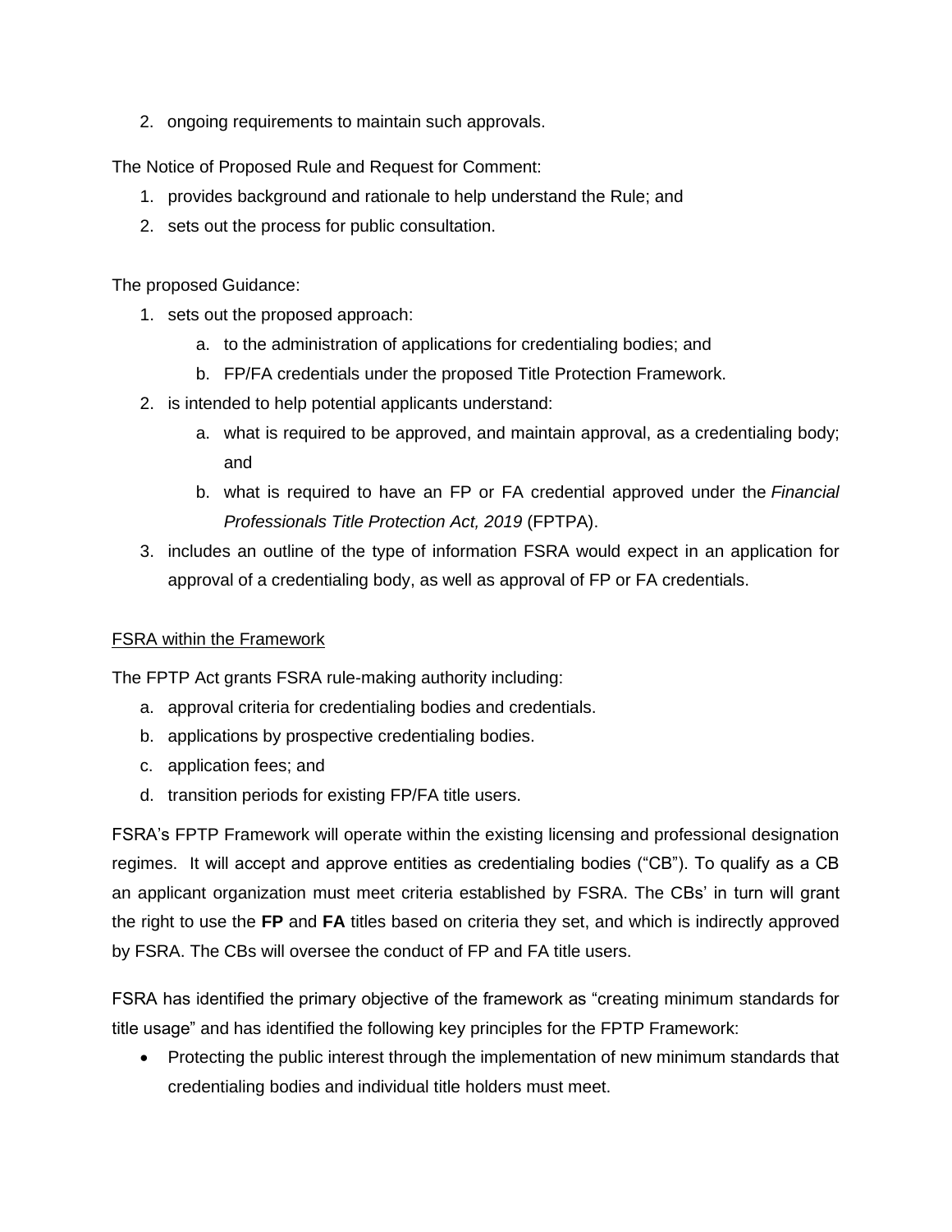2. ongoing requirements to maintain such approvals.

The Notice of Proposed Rule and Request for Comment:

1. provides background and rationale to help understand the Rule; and
2. sets out the process for public consultation.

The proposed Guidance:

1. sets out the proposed approach:
   a. to the administration of applications for credentialing bodies; and
   b. FP/FA credentials under the proposed Title Protection Framework.
2. is intended to help potential applicants understand:
   a. what is required to be approved, and maintain approval, as a credentialing body; and
   b. what is required to have an FP or FA credential approved under the *Financial Professionals Title Protection Act, 2019* (FPTPA).
3. includes an outline of the type of information FSRA would expect in an application for approval of a credentialing body, as well as approval of FP or FA credentials.

<u>FSRA within the Framework</u>

The FPTP Act grants FSRA rule-making authority including:

a. approval criteria for credentialing bodies and credentials.
b. applications by prospective credentialing bodies.
c. application fees; and
d. transition periods for existing FP/FA title users.

FSRA's FPTP Framework will operate within the existing licensing and professional designation regimes. It will accept and approve entities as credentialing bodies ("CB"). To qualify as a CB an applicant organization must meet criteria established by FSRA. The CBs' in turn will grant the right to use the **FP** and **FA** titles based on criteria they set, and which is indirectly approved by FSRA. The CBs will oversee the conduct of FP and FA title users.

FSRA has identified the primary objective of the framework as "creating minimum standards for title usage" and has identified the following key principles for the FPTP Framework:

- Protecting the public interest through the implementation of new minimum standards that credentialing bodies and individual title holders must meet.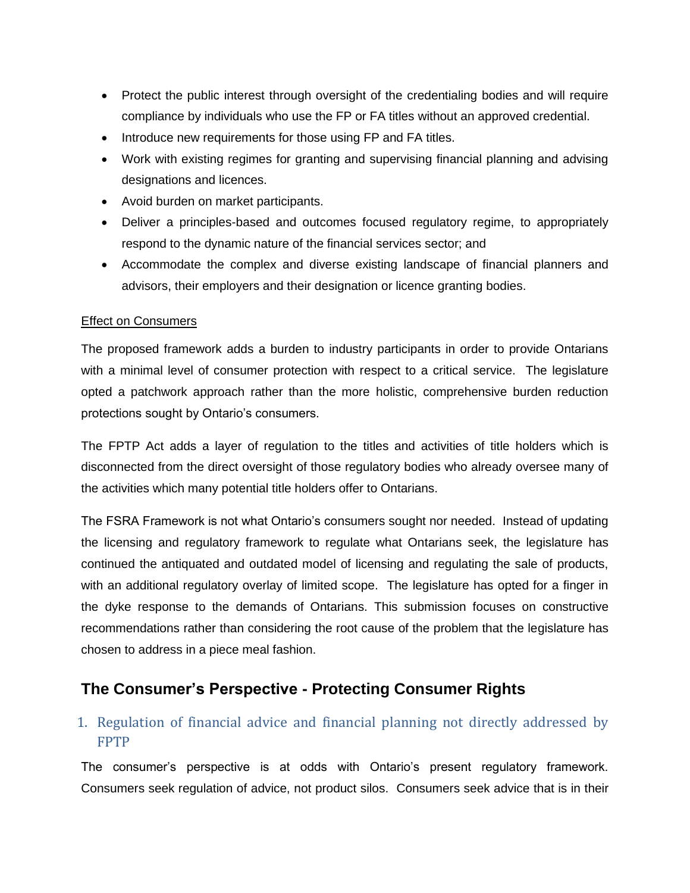- Protect the public interest through oversight of the credentialing bodies and will require compliance by individuals who use the FP or FA titles without an approved credential.
- Introduce new requirements for those using FP and FA titles.
- Work with existing regimes for granting and supervising financial planning and advising designations and licences.
- Avoid burden on market participants.
- Deliver a principles-based and outcomes focused regulatory regime, to appropriately respond to the dynamic nature of the financial services sector; and
- Accommodate the complex and diverse existing landscape of financial planners and advisors, their employers and their designation or licence granting bodies.

<u>Effect on Consumers</u>

The proposed framework adds a burden to industry participants in order to provide Ontarians with a minimal level of consumer protection with respect to a critical service. The legislature opted a patchwork approach rather than the more holistic, comprehensive burden reduction protections sought by Ontario's consumers.

The FPTP Act adds a layer of regulation to the titles and activities of title holders which is disconnected from the direct oversight of those regulatory bodies who already oversee many of the activities which many potential title holders offer to Ontarians.

The FSRA Framework is not what Ontario's consumers sought nor needed. Instead of updating the licensing and regulatory framework to regulate what Ontarians seek, the legislature has continued the antiquated and outdated model of licensing and regulating the sale of products, with an additional regulatory overlay of limited scope. The legislature has opted for a finger in the dyke response to the demands of Ontarians. This submission focuses on constructive recommendations rather than considering the root cause of the problem that the legislature has chosen to address in a piece meal fashion.

## The Consumer's Perspective - Protecting Consumer Rights

### 1. Regulation of financial advice and financial planning not directly addressed by FPTP

The consumer's perspective is at odds with Ontario's present regulatory framework. Consumers seek regulation of advice, not product silos. Consumers seek advice that is in their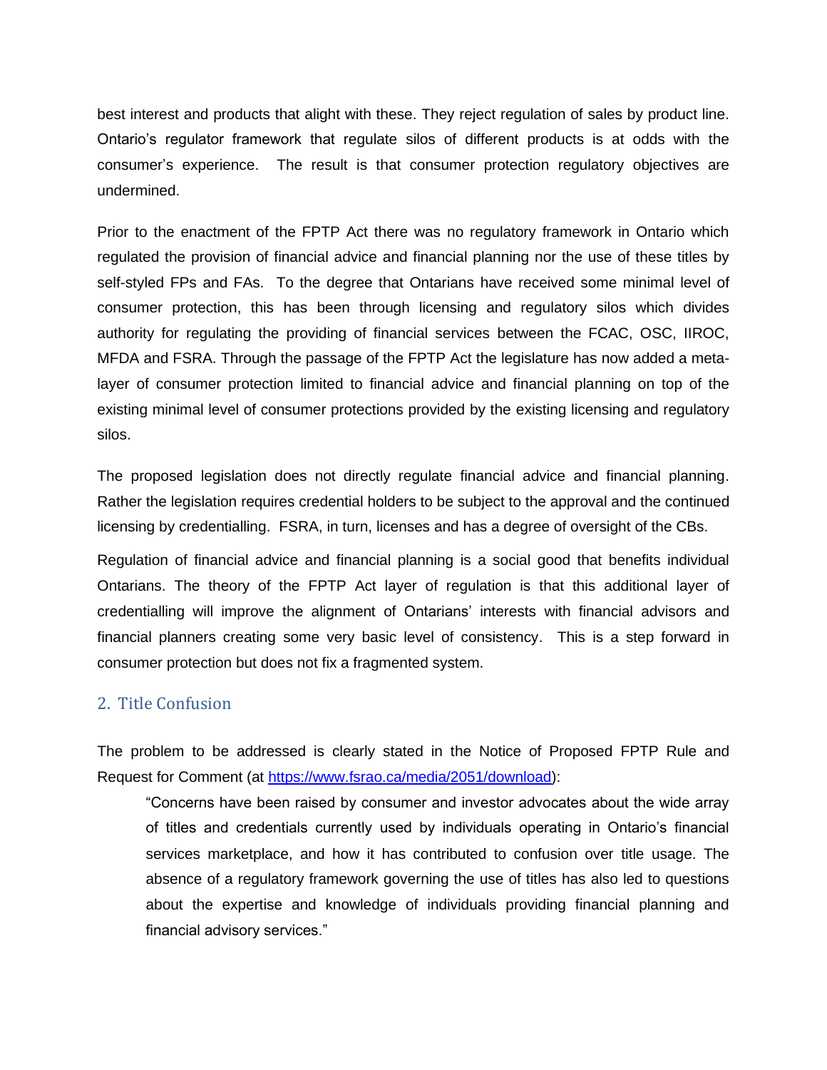best interest and products that alight with these. They reject regulation of sales by product line. Ontario's regulator framework that regulate silos of different products is at odds with the consumer's experience. The result is that consumer protection regulatory objectives are undermined.

Prior to the enactment of the FPTP Act there was no regulatory framework in Ontario which regulated the provision of financial advice and financial planning nor the use of these titles by self-styled FPs and FAs. To the degree that Ontarians have received some minimal level of consumer protection, this has been through licensing and regulatory silos which divides authority for regulating the providing of financial services between the FCAC, OSC, IIROC, MFDA and FSRA. Through the passage of the FPTP Act the legislature has now added a meta-layer of consumer protection limited to financial advice and financial planning on top of the existing minimal level of consumer protections provided by the existing licensing and regulatory silos.

The proposed legislation does not directly regulate financial advice and financial planning. Rather the legislation requires credential holders to be subject to the approval and the continued licensing by credentialling. FSRA, in turn, licenses and has a degree of oversight of the CBs.

Regulation of financial advice and financial planning is a social good that benefits individual Ontarians. The theory of the FPTP Act layer of regulation is that this additional layer of credentialling will improve the alignment of Ontarians' interests with financial advisors and financial planners creating some very basic level of consistency. This is a step forward in consumer protection but does not fix a fragmented system.

## 2. Title Confusion

The problem to be addressed is clearly stated in the Notice of Proposed FPTP Rule and Request for Comment (at [https://www.fsrao.ca/media/2051/download](https://www.fsrao.ca/media/2051/download)):

> "Concerns have been raised by consumer and investor advocates about the wide array of titles and credentials currently used by individuals operating in Ontario's financial services marketplace, and how it has contributed to confusion over title usage. The absence of a regulatory framework governing the use of titles has also led to questions about the expertise and knowledge of individuals providing financial planning and financial advisory services."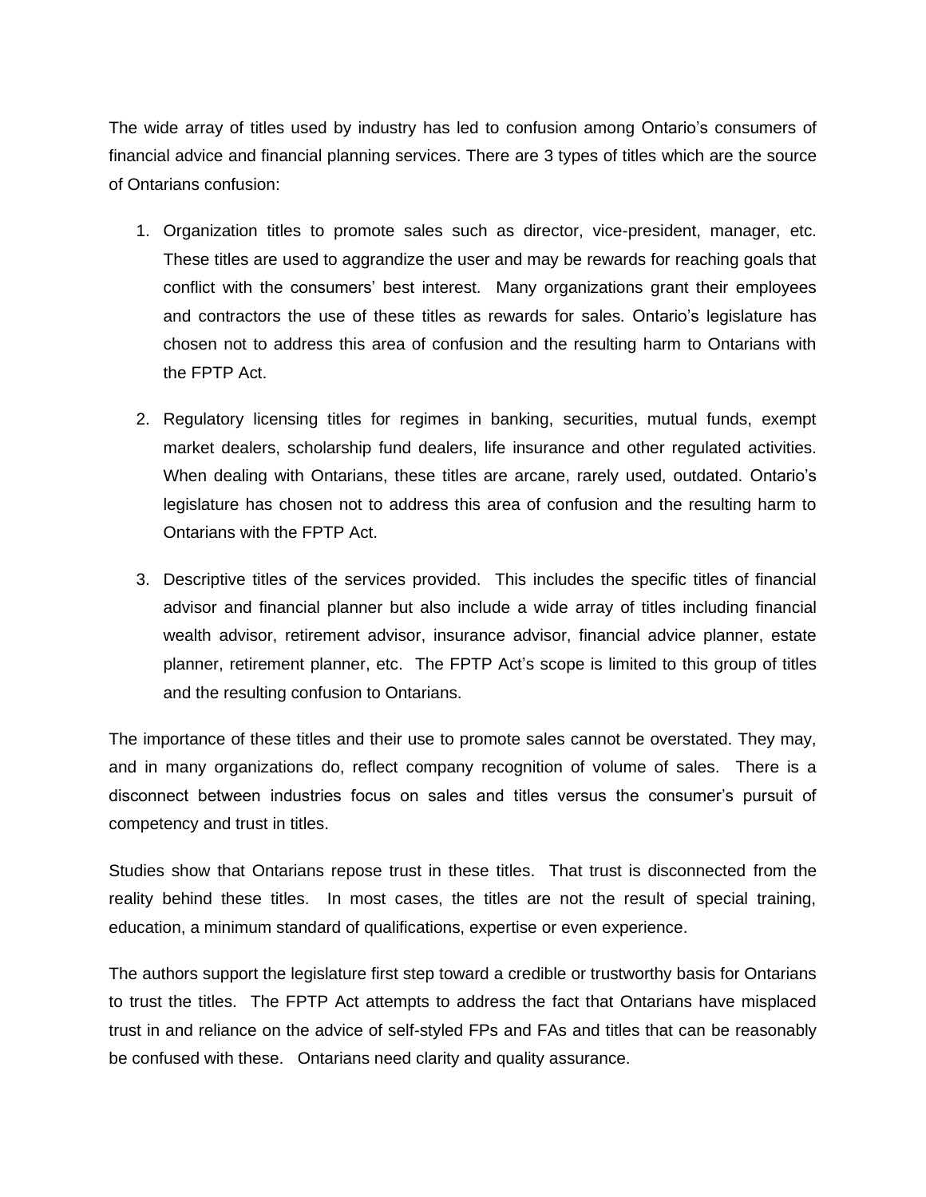The wide array of titles used by industry has led to confusion among Ontario's consumers of financial advice and financial planning services. There are 3 types of titles which are the source of Ontarians confusion:

1. Organization titles to promote sales such as director, vice-president, manager, etc. These titles are used to aggrandize the user and may be rewards for reaching goals that conflict with the consumers' best interest. Many organizations grant their employees and contractors the use of these titles as rewards for sales. Ontario's legislature has chosen not to address this area of confusion and the resulting harm to Ontarians with the FPTP Act.

2. Regulatory licensing titles for regimes in banking, securities, mutual funds, exempt market dealers, scholarship fund dealers, life insurance and other regulated activities. When dealing with Ontarians, these titles are arcane, rarely used, outdated. Ontario's legislature has chosen not to address this area of confusion and the resulting harm to Ontarians with the FPTP Act.

3. Descriptive titles of the services provided. This includes the specific titles of financial advisor and financial planner but also include a wide array of titles including financial wealth advisor, retirement advisor, insurance advisor, financial advice planner, estate planner, retirement planner, etc. The FPTP Act's scope is limited to this group of titles and the resulting confusion to Ontarians.

The importance of these titles and their use to promote sales cannot be overstated. They may, and in many organizations do, reflect company recognition of volume of sales. There is a disconnect between industries focus on sales and titles versus the consumer's pursuit of competency and trust in titles.

Studies show that Ontarians repose trust in these titles. That trust is disconnected from the reality behind these titles. In most cases, the titles are not the result of special training, education, a minimum standard of qualifications, expertise or even experience.

The authors support the legislature first step toward a credible or trustworthy basis for Ontarians to trust the titles. The FPTP Act attempts to address the fact that Ontarians have misplaced trust in and reliance on the advice of self-styled FPs and FAs and titles that can be reasonably be confused with these. Ontarians need clarity and quality assurance.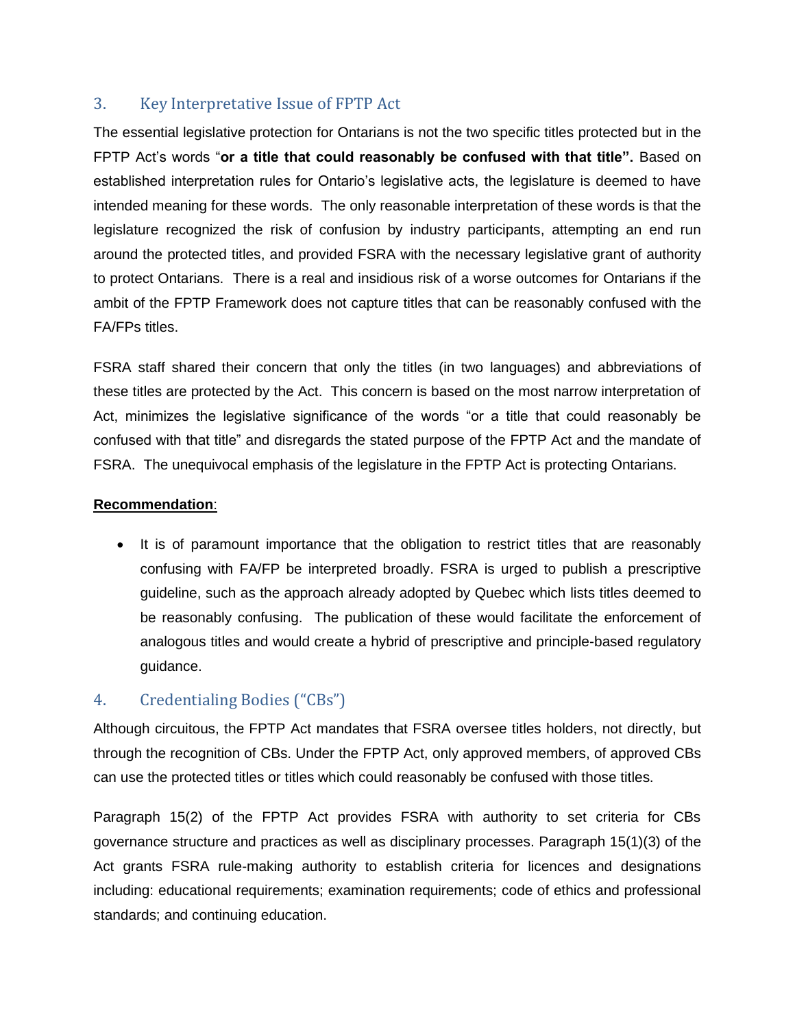## 3. Key Interpretative Issue of FPTP Act

The essential legislative protection for Ontarians is not the two specific titles protected but in the FPTP Act's words "**or a title that could reasonably be confused with that title".** Based on established interpretation rules for Ontario's legislative acts, the legislature is deemed to have intended meaning for these words. The only reasonable interpretation of these words is that the legislature recognized the risk of confusion by industry participants, attempting an end run around the protected titles, and provided FSRA with the necessary legislative grant of authority to protect Ontarians. There is a real and insidious risk of a worse outcomes for Ontarians if the ambit of the FPTP Framework does not capture titles that can be reasonably confused with the FA/FPs titles.

FSRA staff shared their concern that only the titles (in two languages) and abbreviations of these titles are protected by the Act. This concern is based on the most narrow interpretation of Act, minimizes the legislative significance of the words "or a title that could reasonably be confused with that title" and disregards the stated purpose of the FPTP Act and the mandate of FSRA. The unequivocal emphasis of the legislature in the FPTP Act is protecting Ontarians.

**Recommendation**:

- It is of paramount importance that the obligation to restrict titles that are reasonably confusing with FA/FP be interpreted broadly. FSRA is urged to publish a prescriptive guideline, such as the approach already adopted by Quebec which lists titles deemed to be reasonably confusing. The publication of these would facilitate the enforcement of analogous titles and would create a hybrid of prescriptive and principle-based regulatory guidance.

## 4. Credentialing Bodies ("CBs")

Although circuitous, the FPTP Act mandates that FSRA oversee titles holders, not directly, but through the recognition of CBs. Under the FPTP Act, only approved members, of approved CBs can use the protected titles or titles which could reasonably be confused with those titles.

Paragraph 15(2) of the FPTP Act provides FSRA with authority to set criteria for CBs governance structure and practices as well as disciplinary processes. Paragraph 15(1)(3) of the Act grants FSRA rule-making authority to establish criteria for licences and designations including: educational requirements; examination requirements; code of ethics and professional standards; and continuing education.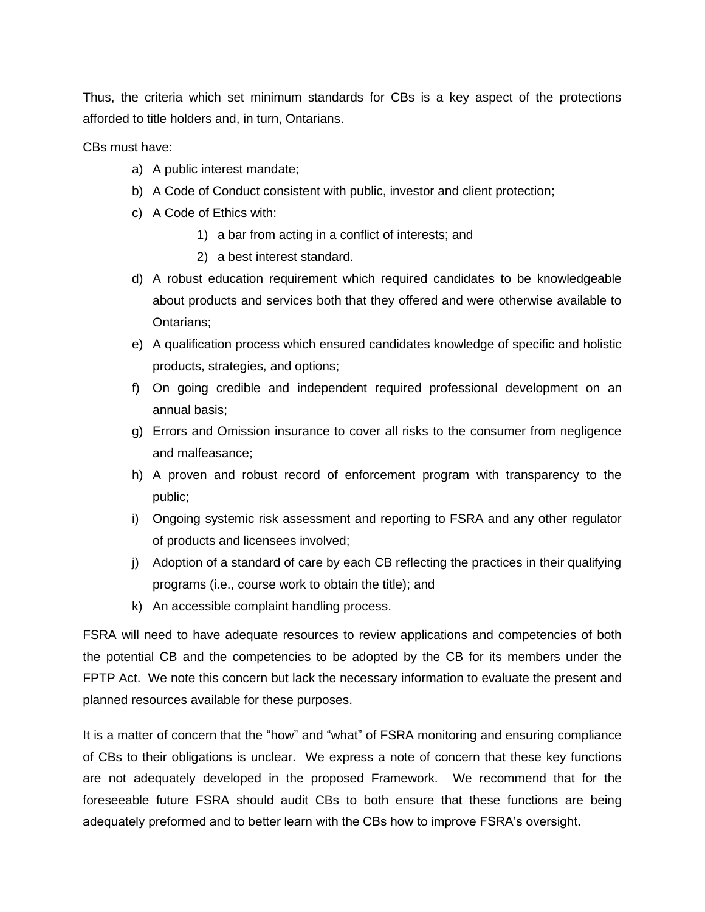Thus, the criteria which set minimum standards for CBs is a key aspect of the protections afforded to title holders and, in turn, Ontarians.

CBs must have:

a) A public interest mandate;
b) A Code of Conduct consistent with public, investor and client protection;
c) A Code of Ethics with:
    1) a bar from acting in a conflict of interests; and
    2) a best interest standard.
d) A robust education requirement which required candidates to be knowledgeable about products and services both that they offered and were otherwise available to Ontarians;
e) A qualification process which ensured candidates knowledge of specific and holistic products, strategies, and options;
f) On going credible and independent required professional development on an annual basis;
g) Errors and Omission insurance to cover all risks to the consumer from negligence and malfeasance;
h) A proven and robust record of enforcement program with transparency to the public;
i) Ongoing systemic risk assessment and reporting to FSRA and any other regulator of products and licensees involved;
j) Adoption of a standard of care by each CB reflecting the practices in their qualifying programs (i.e., course work to obtain the title); and
k) An accessible complaint handling process.

FSRA will need to have adequate resources to review applications and competencies of both the potential CB and the competencies to be adopted by the CB for its members under the FPTP Act. We note this concern but lack the necessary information to evaluate the present and planned resources available for these purposes.

It is a matter of concern that the "how" and "what" of FSRA monitoring and ensuring compliance of CBs to their obligations is unclear. We express a note of concern that these key functions are not adequately developed in the proposed Framework. We recommend that for the foreseeable future FSRA should audit CBs to both ensure that these functions are being adequately preformed and to better learn with the CBs how to improve FSRA's oversight.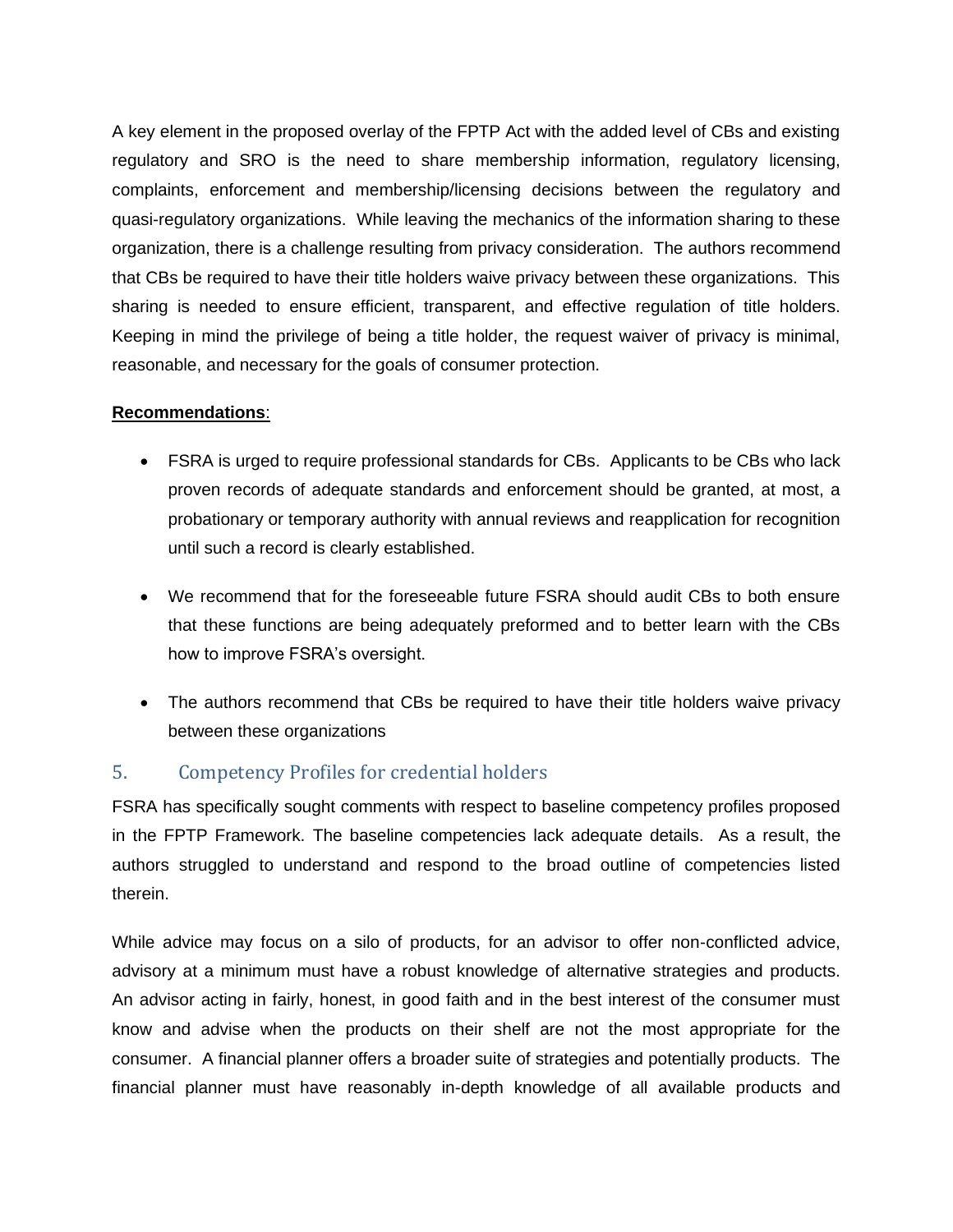A key element in the proposed overlay of the FPTP Act with the added level of CBs and existing regulatory and SRO is the need to share membership information, regulatory licensing, complaints, enforcement and membership/licensing decisions between the regulatory and quasi-regulatory organizations. While leaving the mechanics of the information sharing to these organization, there is a challenge resulting from privacy consideration. The authors recommend that CBs be required to have their title holders waive privacy between these organizations. This sharing is needed to ensure efficient, transparent, and effective regulation of title holders. Keeping in mind the privilege of being a title holder, the request waiver of privacy is minimal, reasonable, and necessary for the goals of consumer protection.

**Recommendations**:

- FSRA is urged to require professional standards for CBs. Applicants to be CBs who lack proven records of adequate standards and enforcement should be granted, at most, a probationary or temporary authority with annual reviews and reapplication for recognition until such a record is clearly established.
- We recommend that for the foreseeable future FSRA should audit CBs to both ensure that these functions are being adequately preformed and to better learn with the CBs how to improve FSRA's oversight.
- The authors recommend that CBs be required to have their title holders waive privacy between these organizations

## 5. Competency Profiles for credential holders

FSRA has specifically sought comments with respect to baseline competency profiles proposed in the FPTP Framework. The baseline competencies lack adequate details. As a result, the authors struggled to understand and respond to the broad outline of competencies listed therein.

While advice may focus on a silo of products, for an advisor to offer non-conflicted advice, advisory at a minimum must have a robust knowledge of alternative strategies and products. An advisor acting in fairly, honest, in good faith and in the best interest of the consumer must know and advise when the products on their shelf are not the most appropriate for the consumer. A financial planner offers a broader suite of strategies and potentially products. The financial planner must have reasonably in-depth knowledge of all available products and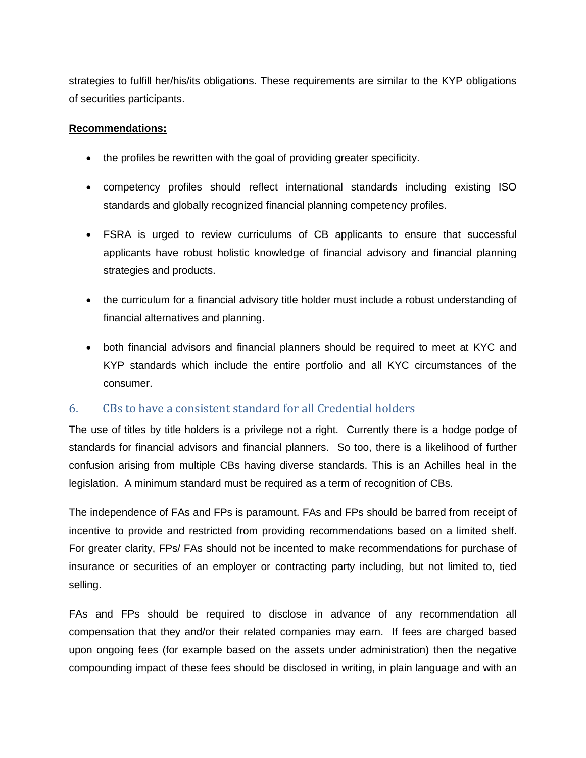strategies to fulfill her/his/its obligations. These requirements are similar to the KYP obligations of securities participants.

**Recommendations:**

- the profiles be rewritten with the goal of providing greater specificity.
- competency profiles should reflect international standards including existing ISO standards and globally recognized financial planning competency profiles.
- FSRA is urged to review curriculums of CB applicants to ensure that successful applicants have robust holistic knowledge of financial advisory and financial planning strategies and products.
- the curriculum for a financial advisory title holder must include a robust understanding of financial alternatives and planning.
- both financial advisors and financial planners should be required to meet at KYC and KYP standards which include the entire portfolio and all KYC circumstances of the consumer.

## 6. CBs to have a consistent standard for all Credential holders

The use of titles by title holders is a privilege not a right. Currently there is a hodge podge of standards for financial advisors and financial planners. So too, there is a likelihood of further confusion arising from multiple CBs having diverse standards. This is an Achilles heal in the legislation. A minimum standard must be required as a term of recognition of CBs.

The independence of FAs and FPs is paramount. FAs and FPs should be barred from receipt of incentive to provide and restricted from providing recommendations based on a limited shelf. For greater clarity, FPs/ FAs should not be incented to make recommendations for purchase of insurance or securities of an employer or contracting party including, but not limited to, tied selling.

FAs and FPs should be required to disclose in advance of any recommendation all compensation that they and/or their related companies may earn. If fees are charged based upon ongoing fees (for example based on the assets under administration) then the negative compounding impact of these fees should be disclosed in writing, in plain language and with an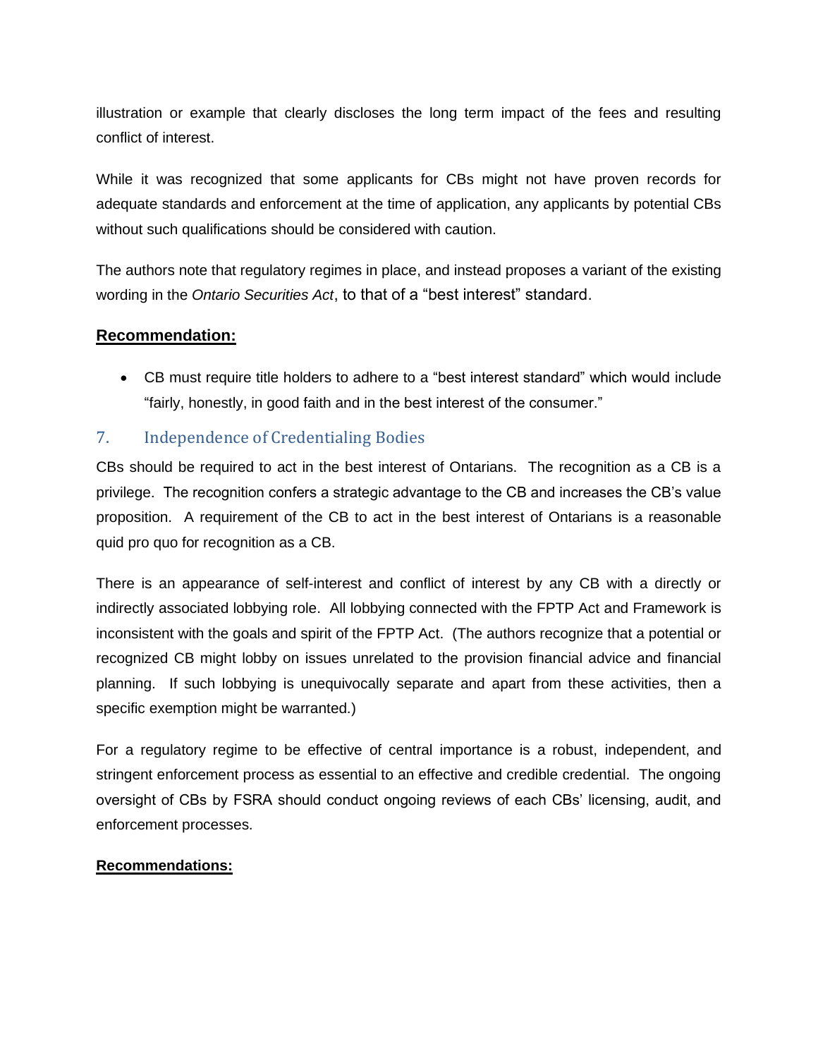illustration or example that clearly discloses the long term impact of the fees and resulting conflict of interest.

While it was recognized that some applicants for CBs might not have proven records for adequate standards and enforcement at the time of application, any applicants by potential CBs without such qualifications should be considered with caution.

The authors note that regulatory regimes in place, and instead proposes a variant of the existing wording in the *Ontario Securities Act*, to that of a "best interest" standard.

**Recommendation:**

- CB must require title holders to adhere to a "best interest standard" which would include "fairly, honestly, in good faith and in the best interest of the consumer."

## 7. Independence of Credentialing Bodies

CBs should be required to act in the best interest of Ontarians. The recognition as a CB is a privilege. The recognition confers a strategic advantage to the CB and increases the CB's value proposition. A requirement of the CB to act in the best interest of Ontarians is a reasonable quid pro quo for recognition as a CB.

There is an appearance of self-interest and conflict of interest by any CB with a directly or indirectly associated lobbying role. All lobbying connected with the FPTP Act and Framework is inconsistent with the goals and spirit of the FPTP Act. (The authors recognize that a potential or recognized CB might lobby on issues unrelated to the provision financial advice and financial planning. If such lobbying is unequivocally separate and apart from these activities, then a specific exemption might be warranted.)

For a regulatory regime to be effective of central importance is a robust, independent, and stringent enforcement process as essential to an effective and credible credential. The ongoing oversight of CBs by FSRA should conduct ongoing reviews of each CBs' licensing, audit, and enforcement processes.

**Recommendations:**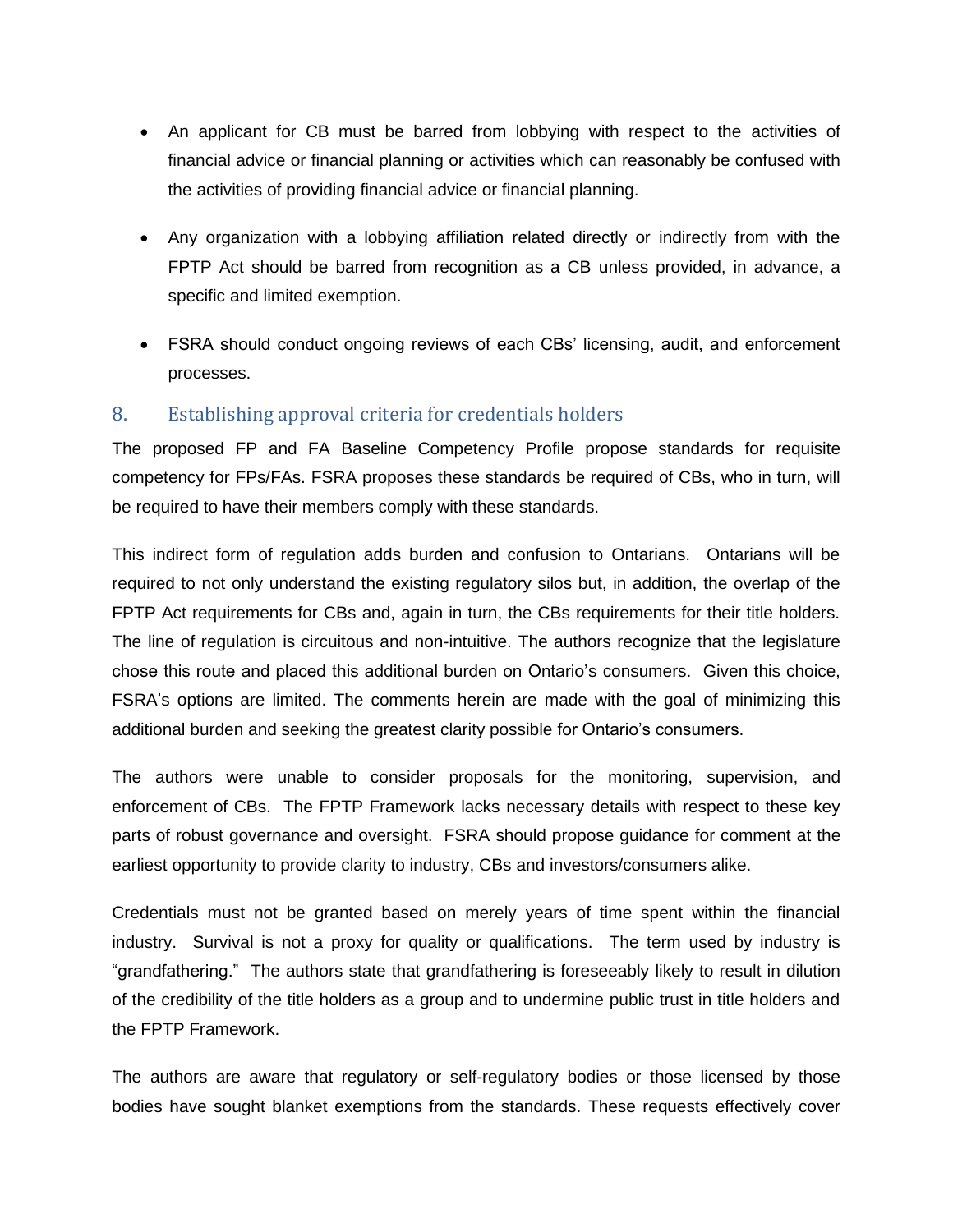- An applicant for CB must be barred from lobbying with respect to the activities of financial advice or financial planning or activities which can reasonably be confused with the activities of providing financial advice or financial planning.
- Any organization with a lobbying affiliation related directly or indirectly from with the FPTP Act should be barred from recognition as a CB unless provided, in advance, a specific and limited exemption.
- FSRA should conduct ongoing reviews of each CBs' licensing, audit, and enforcement processes.

## 8. Establishing approval criteria for credentials holders

The proposed FP and FA Baseline Competency Profile propose standards for requisite competency for FPs/FAs. FSRA proposes these standards be required of CBs, who in turn, will be required to have their members comply with these standards.

This indirect form of regulation adds burden and confusion to Ontarians. Ontarians will be required to not only understand the existing regulatory silos but, in addition, the overlap of the FPTP Act requirements for CBs and, again in turn, the CBs requirements for their title holders. The line of regulation is circuitous and non-intuitive. The authors recognize that the legislature chose this route and placed this additional burden on Ontario's consumers. Given this choice, FSRA's options are limited. The comments herein are made with the goal of minimizing this additional burden and seeking the greatest clarity possible for Ontario's consumers.

The authors were unable to consider proposals for the monitoring, supervision, and enforcement of CBs. The FPTP Framework lacks necessary details with respect to these key parts of robust governance and oversight. FSRA should propose guidance for comment at the earliest opportunity to provide clarity to industry, CBs and investors/consumers alike.

Credentials must not be granted based on merely years of time spent within the financial industry. Survival is not a proxy for quality or qualifications. The term used by industry is "grandfathering." The authors state that grandfathering is foreseeably likely to result in dilution of the credibility of the title holders as a group and to undermine public trust in title holders and the FPTP Framework.

The authors are aware that regulatory or self-regulatory bodies or those licensed by those bodies have sought blanket exemptions from the standards. These requests effectively cover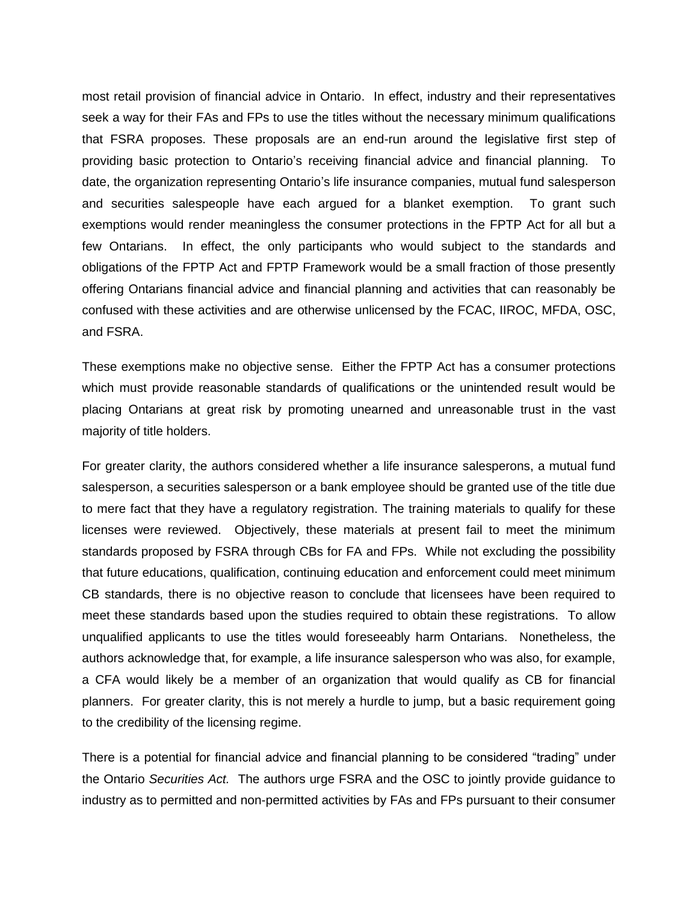most retail provision of financial advice in Ontario. In effect, industry and their representatives seek a way for their FAs and FPs to use the titles without the necessary minimum qualifications that FSRA proposes. These proposals are an end-run around the legislative first step of providing basic protection to Ontario's receiving financial advice and financial planning. To date, the organization representing Ontario's life insurance companies, mutual fund salesperson and securities salespeople have each argued for a blanket exemption. To grant such exemptions would render meaningless the consumer protections in the FPTP Act for all but a few Ontarians. In effect, the only participants who would subject to the standards and obligations of the FPTP Act and FPTP Framework would be a small fraction of those presently offering Ontarians financial advice and financial planning and activities that can reasonably be confused with these activities and are otherwise unlicensed by the FCAC, IIROC, MFDA, OSC, and FSRA.

These exemptions make no objective sense. Either the FPTP Act has a consumer protections which must provide reasonable standards of qualifications or the unintended result would be placing Ontarians at great risk by promoting unearned and unreasonable trust in the vast majority of title holders.

For greater clarity, the authors considered whether a life insurance salesperons, a mutual fund salesperson, a securities salesperson or a bank employee should be granted use of the title due to mere fact that they have a regulatory registration. The training materials to qualify for these licenses were reviewed. Objectively, these materials at present fail to meet the minimum standards proposed by FSRA through CBs for FA and FPs. While not excluding the possibility that future educations, qualification, continuing education and enforcement could meet minimum CB standards, there is no objective reason to conclude that licensees have been required to meet these standards based upon the studies required to obtain these registrations. To allow unqualified applicants to use the titles would foreseeably harm Ontarians. Nonetheless, the authors acknowledge that, for example, a life insurance salesperson who was also, for example, a CFA would likely be a member of an organization that would qualify as CB for financial planners. For greater clarity, this is not merely a hurdle to jump, but a basic requirement going to the credibility of the licensing regime.

There is a potential for financial advice and financial planning to be considered "trading" under the Ontario *Securities Act.* The authors urge FSRA and the OSC to jointly provide guidance to industry as to permitted and non-permitted activities by FAs and FPs pursuant to their consumer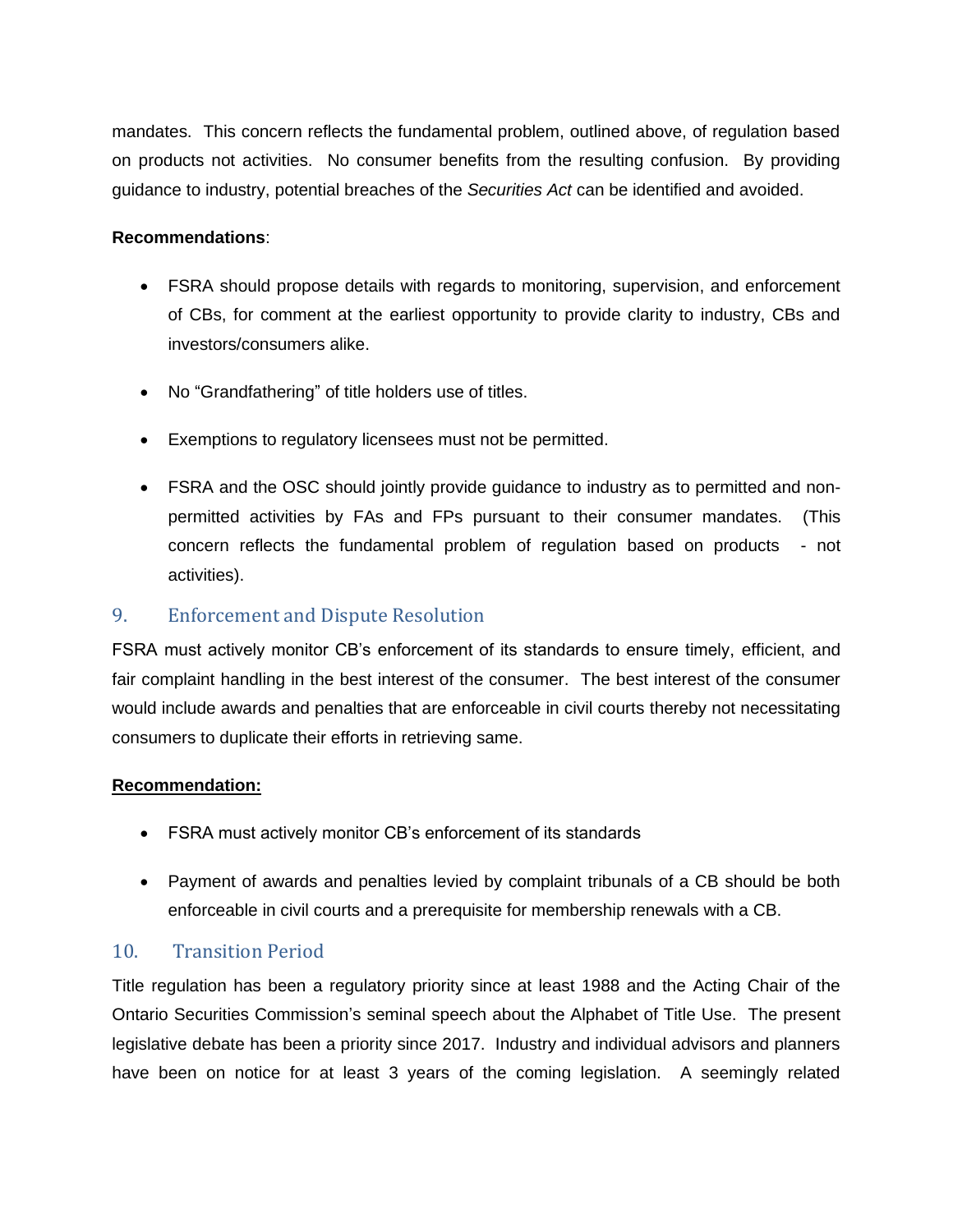mandates. This concern reflects the fundamental problem, outlined above, of regulation based on products not activities. No consumer benefits from the resulting confusion. By providing guidance to industry, potential breaches of the *Securities Act* can be identified and avoided.

**Recommendations**:

- FSRA should propose details with regards to monitoring, supervision, and enforcement of CBs, for comment at the earliest opportunity to provide clarity to industry, CBs and investors/consumers alike.
- No "Grandfathering" of title holders use of titles.
- Exemptions to regulatory licensees must not be permitted.
- FSRA and the OSC should jointly provide guidance to industry as to permitted and non-permitted activities by FAs and FPs pursuant to their consumer mandates. (This concern reflects the fundamental problem of regulation based on products - not activities).

## 9. Enforcement and Dispute Resolution

FSRA must actively monitor CB's enforcement of its standards to ensure timely, efficient, and fair complaint handling in the best interest of the consumer. The best interest of the consumer would include awards and penalties that are enforceable in civil courts thereby not necessitating consumers to duplicate their efforts in retrieving same.

**Recommendation:**

- FSRA must actively monitor CB's enforcement of its standards
- Payment of awards and penalties levied by complaint tribunals of a CB should be both enforceable in civil courts and a prerequisite for membership renewals with a CB.

## 10. Transition Period

Title regulation has been a regulatory priority since at least 1988 and the Acting Chair of the Ontario Securities Commission's seminal speech about the Alphabet of Title Use. The present legislative debate has been a priority since 2017. Industry and individual advisors and planners have been on notice for at least 3 years of the coming legislation. A seemingly related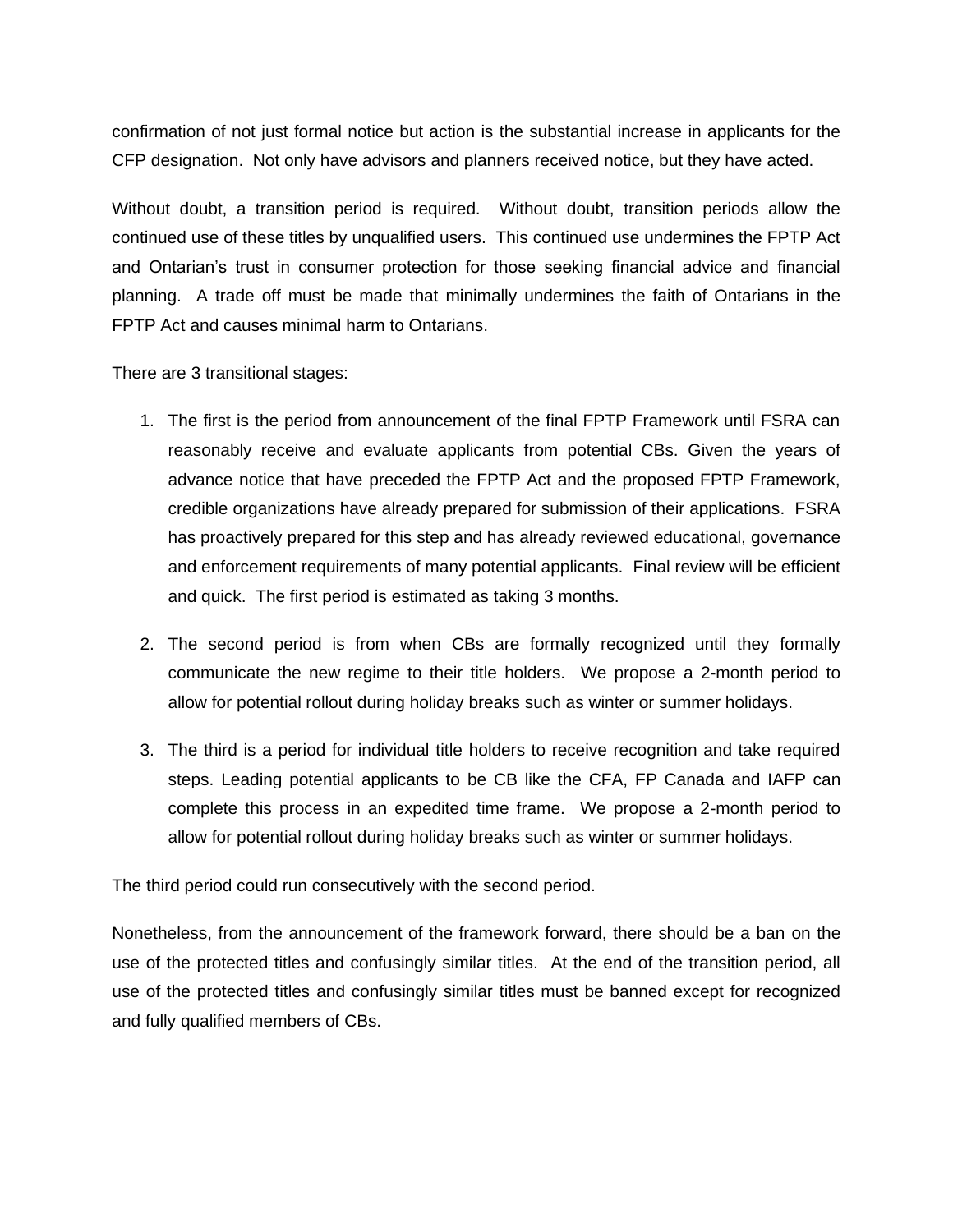confirmation of not just formal notice but action is the substantial increase in applicants for the CFP designation. Not only have advisors and planners received notice, but they have acted.

Without doubt, a transition period is required. Without doubt, transition periods allow the continued use of these titles by unqualified users. This continued use undermines the FPTP Act and Ontarian's trust in consumer protection for those seeking financial advice and financial planning. A trade off must be made that minimally undermines the faith of Ontarians in the FPTP Act and causes minimal harm to Ontarians.

There are 3 transitional stages:

1. The first is the period from announcement of the final FPTP Framework until FSRA can reasonably receive and evaluate applicants from potential CBs. Given the years of advance notice that have preceded the FPTP Act and the proposed FPTP Framework, credible organizations have already prepared for submission of their applications. FSRA has proactively prepared for this step and has already reviewed educational, governance and enforcement requirements of many potential applicants. Final review will be efficient and quick. The first period is estimated as taking 3 months.
2. The second period is from when CBs are formally recognized until they formally communicate the new regime to their title holders. We propose a 2-month period to allow for potential rollout during holiday breaks such as winter or summer holidays.
3. The third is a period for individual title holders to receive recognition and take required steps. Leading potential applicants to be CB like the CFA, FP Canada and IAFP can complete this process in an expedited time frame. We propose a 2-month period to allow for potential rollout during holiday breaks such as winter or summer holidays.

The third period could run consecutively with the second period.

Nonetheless, from the announcement of the framework forward, there should be a ban on the use of the protected titles and confusingly similar titles. At the end of the transition period, all use of the protected titles and confusingly similar titles must be banned except for recognized and fully qualified members of CBs.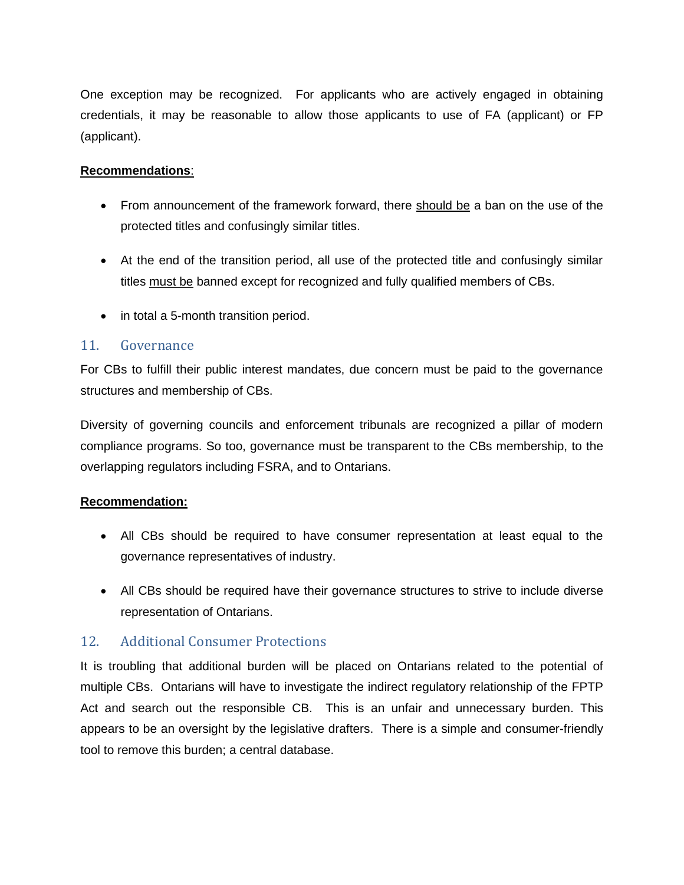One exception may be recognized. For applicants who are actively engaged in obtaining credentials, it may be reasonable to allow those applicants to use of FA (applicant) or FP (applicant).

**Recommendations**:

- From announcement of the framework forward, there <u>should be</u> a ban on the use of the protected titles and confusingly similar titles.
- At the end of the transition period, all use of the protected title and confusingly similar titles <u>must be</u> banned except for recognized and fully qualified members of CBs.
- in total a 5-month transition period.

## 11. Governance

For CBs to fulfill their public interest mandates, due concern must be paid to the governance structures and membership of CBs.

Diversity of governing councils and enforcement tribunals are recognized a pillar of modern compliance programs. So too, governance must be transparent to the CBs membership, to the overlapping regulators including FSRA, and to Ontarians.

**Recommendation:**

- All CBs should be required to have consumer representation at least equal to the governance representatives of industry.
- All CBs should be required have their governance structures to strive to include diverse representation of Ontarians.

## 12. Additional Consumer Protections

It is troubling that additional burden will be placed on Ontarians related to the potential of multiple CBs. Ontarians will have to investigate the indirect regulatory relationship of the FPTP Act and search out the responsible CB. This is an unfair and unnecessary burden. This appears to be an oversight by the legislative drafters. There is a simple and consumer-friendly tool to remove this burden; a central database.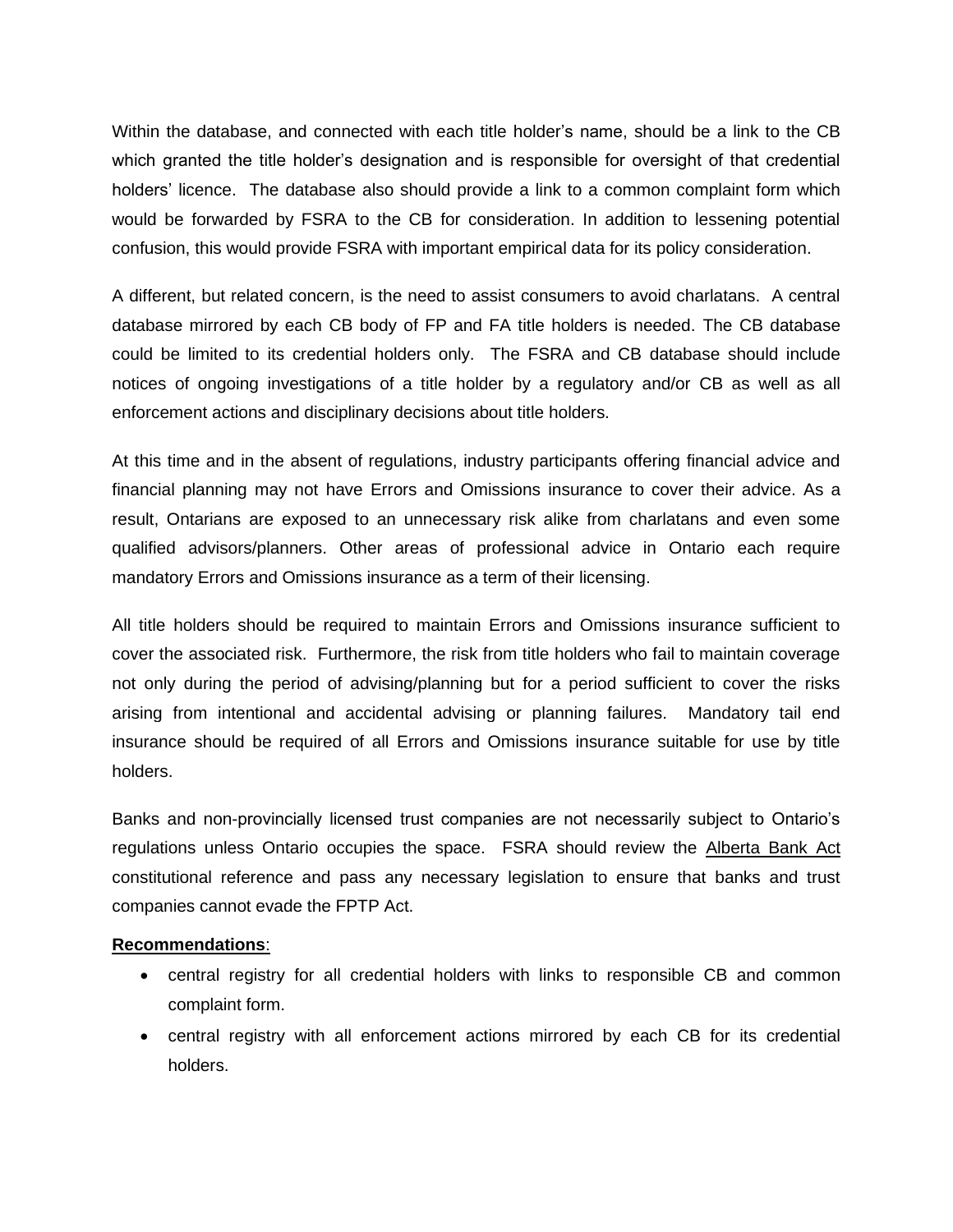Within the database, and connected with each title holder's name, should be a link to the CB which granted the title holder's designation and is responsible for oversight of that credential holders' licence. The database also should provide a link to a common complaint form which would be forwarded by FSRA to the CB for consideration. In addition to lessening potential confusion, this would provide FSRA with important empirical data for its policy consideration.

A different, but related concern, is the need to assist consumers to avoid charlatans. A central database mirrored by each CB body of FP and FA title holders is needed. The CB database could be limited to its credential holders only. The FSRA and CB database should include notices of ongoing investigations of a title holder by a regulatory and/or CB as well as all enforcement actions and disciplinary decisions about title holders.

At this time and in the absent of regulations, industry participants offering financial advice and financial planning may not have Errors and Omissions insurance to cover their advice. As a result, Ontarians are exposed to an unnecessary risk alike from charlatans and even some qualified advisors/planners. Other areas of professional advice in Ontario each require mandatory Errors and Omissions insurance as a term of their licensing.

All title holders should be required to maintain Errors and Omissions insurance sufficient to cover the associated risk. Furthermore, the risk from title holders who fail to maintain coverage not only during the period of advising/planning but for a period sufficient to cover the risks arising from intentional and accidental advising or planning failures. Mandatory tail end insurance should be required of all Errors and Omissions insurance suitable for use by title holders.

Banks and non-provincially licensed trust companies are not necessarily subject to Ontario's regulations unless Ontario occupies the space. FSRA should review the Alberta Bank Act constitutional reference and pass any necessary legislation to ensure that banks and trust companies cannot evade the FPTP Act.

**Recommendations**:

- central registry for all credential holders with links to responsible CB and common complaint form.
- central registry with all enforcement actions mirrored by each CB for its credential holders.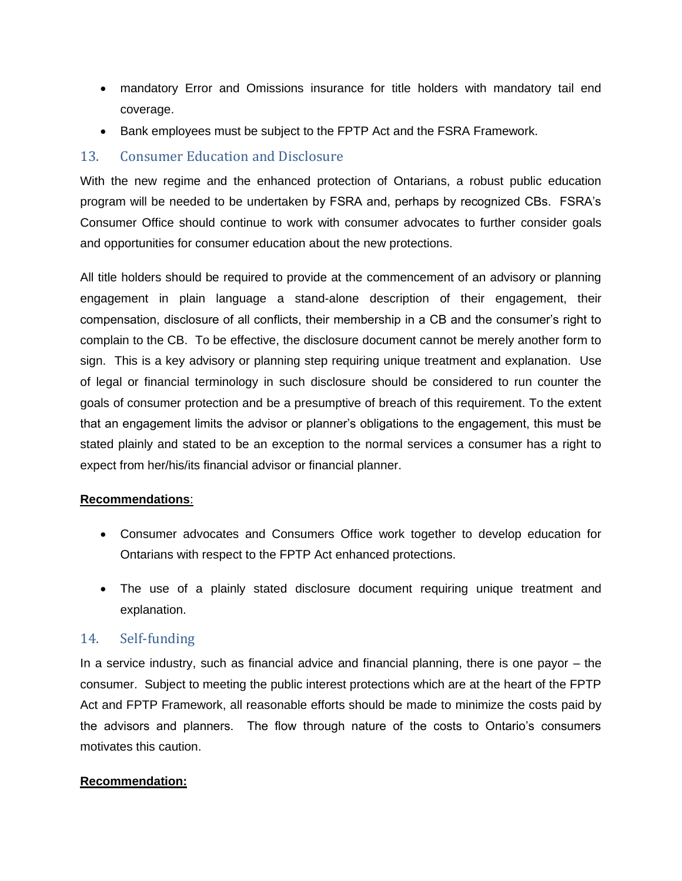- mandatory Error and Omissions insurance for title holders with mandatory tail end coverage.
- Bank employees must be subject to the FPTP Act and the FSRA Framework.

## 13. Consumer Education and Disclosure

With the new regime and the enhanced protection of Ontarians, a robust public education program will be needed to be undertaken by FSRA and, perhaps by recognized CBs. FSRA's Consumer Office should continue to work with consumer advocates to further consider goals and opportunities for consumer education about the new protections.

All title holders should be required to provide at the commencement of an advisory or planning engagement in plain language a stand-alone description of their engagement, their compensation, disclosure of all conflicts, their membership in a CB and the consumer's right to complain to the CB. To be effective, the disclosure document cannot be merely another form to sign. This is a key advisory or planning step requiring unique treatment and explanation. Use of legal or financial terminology in such disclosure should be considered to run counter the goals of consumer protection and be a presumptive of breach of this requirement. To the extent that an engagement limits the advisor or planner's obligations to the engagement, this must be stated plainly and stated to be an exception to the normal services a consumer has a right to expect from her/his/its financial advisor or financial planner.

**Recommendations**:

- Consumer advocates and Consumers Office work together to develop education for Ontarians with respect to the FPTP Act enhanced protections.
- The use of a plainly stated disclosure document requiring unique treatment and explanation.

## 14. Self-funding

In a service industry, such as financial advice and financial planning, there is one payor – the consumer. Subject to meeting the public interest protections which are at the heart of the FPTP Act and FPTP Framework, all reasonable efforts should be made to minimize the costs paid by the advisors and planners. The flow through nature of the costs to Ontario's consumers motivates this caution.

**Recommendation:**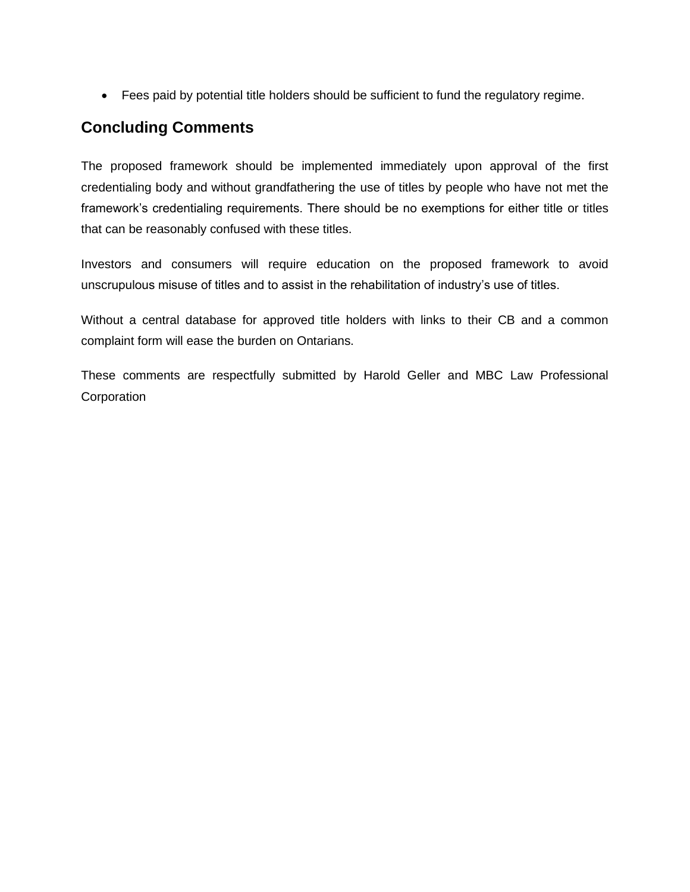- Fees paid by potential title holders should be sufficient to fund the regulatory regime.

## Concluding Comments

The proposed framework should be implemented immediately upon approval of the first credentialing body and without grandfathering the use of titles by people who have not met the framework's credentialing requirements. There should be no exemptions for either title or titles that can be reasonably confused with these titles.

Investors and consumers will require education on the proposed framework to avoid unscrupulous misuse of titles and to assist in the rehabilitation of industry's use of titles.

Without a central database for approved title holders with links to their CB and a common complaint form will ease the burden on Ontarians.

These comments are respectfully submitted by Harold Geller and MBC Law Professional Corporation